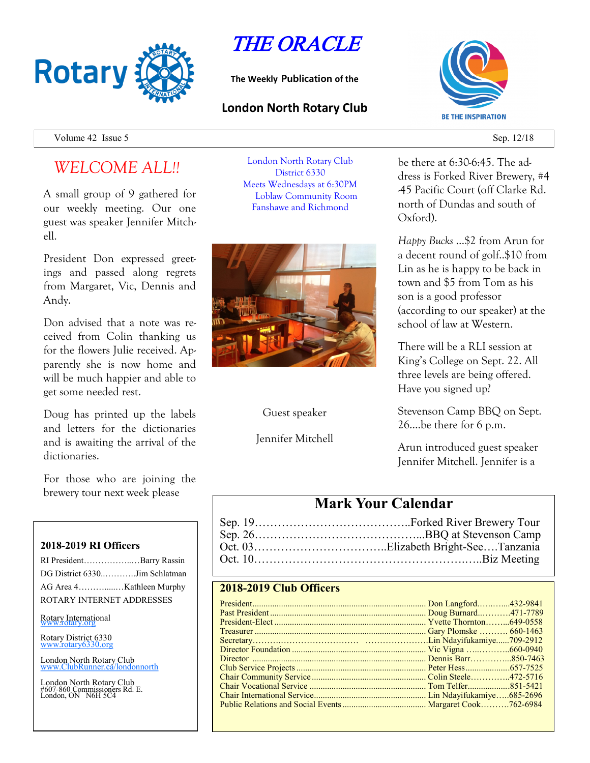# THE ORACLE

**The Weekly Publication of the**

**London North Rotary Club**

BE THE INSPIRATION

Volume 42 Issue 5 Sep. 12/18

## WELCOME ALL!!

A small group of 9 gathered for our weekly meeting. Our one guest was speaker Jennifer Mitchell.

President Don expressed greetings and passed along regrets from Margaret, Vic, Dennis and Andy.

Don advised that a note was received from Colin thanking us for the flowers Julie received. Apparently she is now home and will be much happier and able to get some needed rest.

Doug has printed up the labels and letters for the dictionaries and is awaiting the arrival of the dictionaries.

For those who are joining the brewery tour next week please be there at 6:30-6:45. The address is Forked River Brewery, #4-45 Pacific Court (off Clarke Rd. north of Dundas and south of Oxford).

*Happy Bucks* ...$2 from Arun for a decent round of golf..$10 from Lin as he is happy to be back in town and $5 from Tom as his son is a good professor (according to our speaker) at the school of law at Western.

There will be a RLI session at King's College on Sept. 22. All three levels are being offered. Have you signed up?

Stevenson Camp BBQ on Sept. 26....be there for 6 p.m.

Arun introduced guest speaker Jennifer Mitchell. Jennifer is a

London North Rotary Club
District 6330
Meets Wednesdays at 6:30PM
Loblaw Community Room
Fanshawe and Richmond

Guest speaker

Jennifer Mitchell

## Mark Your Calendar

Sep. 19……………………………………..Forked River Brewery Tour
Sep. 26………………………………………...BBQ at Stevenson Camp
Oct. 03………………………………..Elizabeth Bright-See….Tanzania
Oct. 10……………………………………………….…..Biz Meeting

### 2018-2019 RI Officers

RI President……………..….Barry Rassin
DG District 6330..………..Jim Schlatman
AG Area 4………..…..Kathleen Murphy

ROTARY INTERNET ADDRESSES

Rotary International
www.rotary.org

Rotary District 6330
www.rotary6330.org

London North Rotary Club
www.ClubRunner.ca/londonnorth

London North Rotary Club
#607-860 Commissioners Rd. E.
London, ON N6H 5C4

### 2018-2019 Club Officers

| Position | Name | Phone |
|---|---|---|
| President | Don Langford | 432-9841 |
| Past President | Doug Burnard | 471-7789 |
| President-Elect | Yvette Thornton | 649-0558 |
| Treasurer | Gary Plomske | 660-1463 |
| Secretary | Lin Ndayifukamiye | 709-2912 |
| Director Foundation | Vic Vigna | 660-0940 |
| Director | Dennis Barr | 850-7463 |
| Club Service Projects | Peter Hess | 657-7525 |
| Chair Community Service | Colin Steele | 472-5716 |
| Chair Vocational Service | Tom Telfer | 851-5421 |
| Chair International Service | Lin Ndayifukamiye | 685-2696 |
| Public Relations and Social Events | Margaret Cook | 762-6984 |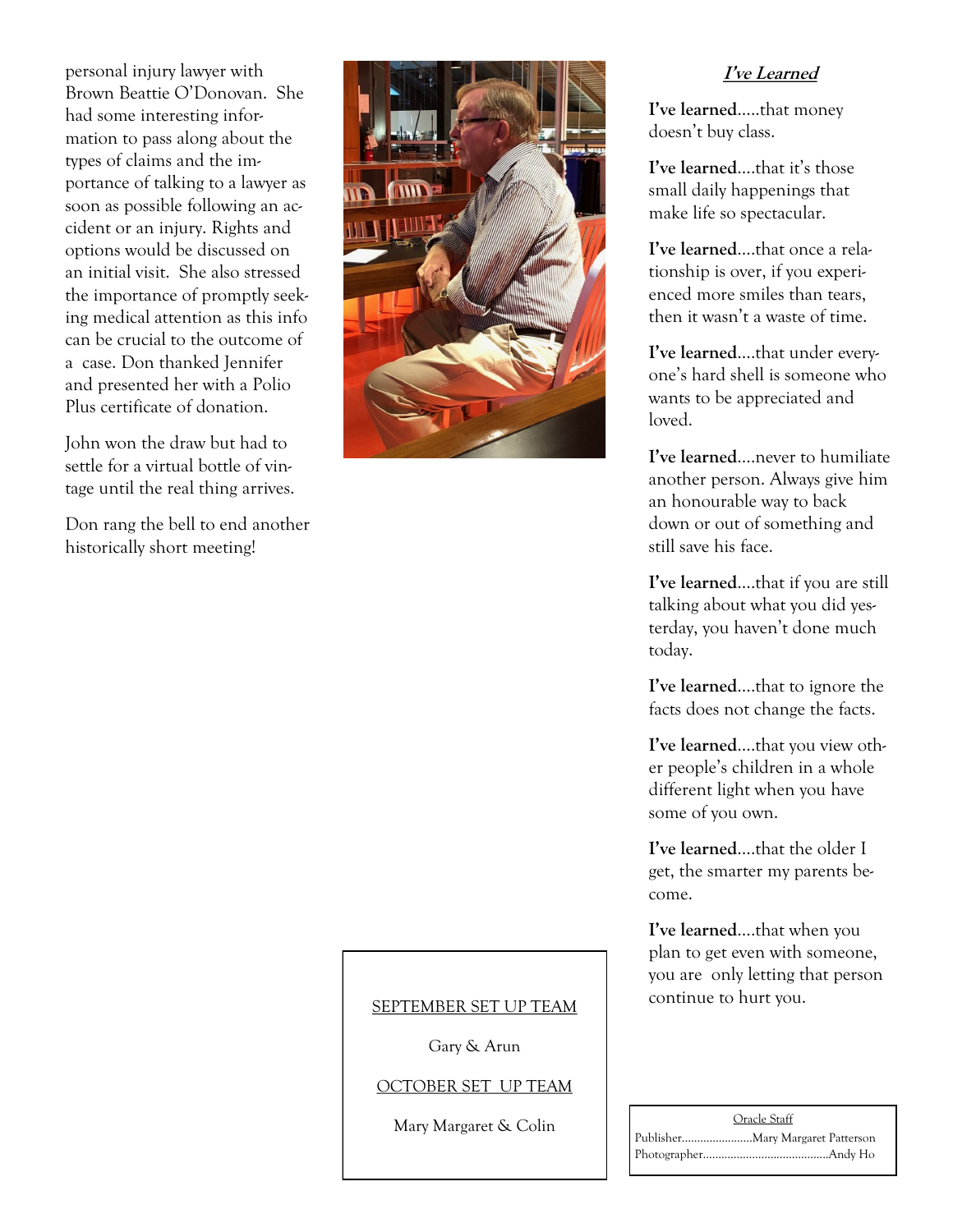personal injury lawyer with Brown Beattie O'Donovan. She had some interesting information to pass along about the types of claims and the importance of talking to a lawyer as soon as possible following an accident or an injury. Rights and options would be discussed on an initial visit. She also stressed the importance of promptly seeking medical attention as this info can be crucial to the outcome of a case. Don thanked Jennifer and presented her with a Polio Plus certificate of donation.

John won the draw but had to settle for a virtual bottle of vintage until the real thing arrives.

Don rang the bell to end another historically short meeting!

SEPTEMBER SET UP TEAM

Gary & Arun

OCTOBER SET UP TEAM

Mary Margaret & Colin

## ***I've Learned***

**I've learned**.....that money doesn't buy class.

**I've learned**....that it's those small daily happenings that make life so spectacular.

**I've learned**....that once a relationship is over, if you experienced more smiles than tears, then it wasn't a waste of time.

**I've learned**....that under everyone's hard shell is someone who wants to be appreciated and loved.

**I've learned**....never to humiliate another person. Always give him an honourable way to back down or out of something and still save his face.

**I've learned**....that if you are still talking about what you did yesterday, you haven't done much today.

**I've learned**....that to ignore the facts does not change the facts.

**I've learned**....that you view other people's children in a whole different light when you have some of you own.

**I've learned**....that the older I get, the smarter my parents become.

**I've learned**....that when you plan to get even with someone, you are only letting that person continue to hurt you.

Oracle Staff

Publisher.......................Mary Margaret Patterson

Photographer........................................Andy Ho